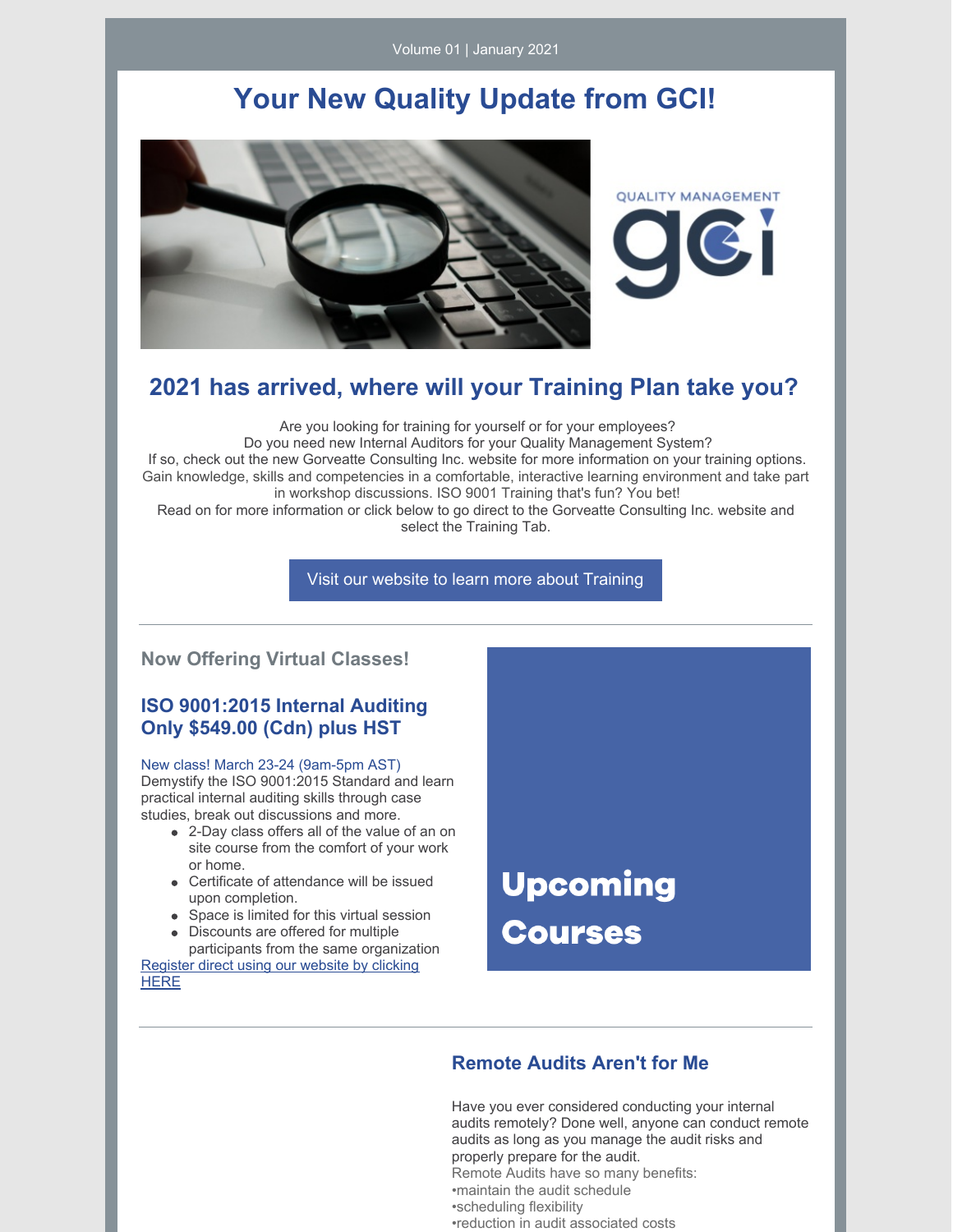Volume 01 | January 2021

# Your New Quality Update from GCI!

QUALITY MANAGEMENT

gci

## 2021 has arrived, where will your Training Plan take you?

Are you looking for training for yourself or for your employees?
Do you need new Internal Auditors for your Quality Management System?
If so, check out the new Gorveatte Consulting Inc. website for more information on your training options.
Gain knowledge, skills and competencies in a comfortable, interactive learning environment and take part in workshop discussions. ISO 9001 Training that's fun? You bet!
Read on for more information or click below to go direct to the Gorveatte Consulting Inc. website and select the Training Tab.

Visit our website to learn more about Training

---

### Now Offering Virtual Classes!

### ISO 9001:2015 Internal Auditing Only $549.00 (Cdn) plus HST

New class! March 23-24 (9am-5pm AST)
Demystify the ISO 9001:2015 Standard and learn practical internal auditing skills through case studies, break out discussions and more.

- 2-Day class offers all of the value of an on site course from the comfort of your work or home.
- Certificate of attendance will be issued upon completion.
- Space is limited for this virtual session
- Discounts are offered for multiple participants from the same organization

Register direct using our website by clicking HERE

**Upcoming Courses**

---

### Remote Audits Aren't for Me

Have you ever considered conducting your internal audits remotely? Done well, anyone can conduct remote audits as long as you manage the audit risks and properly prepare for the audit.
Remote Audits have so many benefits:
•maintain the audit schedule
•scheduling flexibility
•reduction in audit associated costs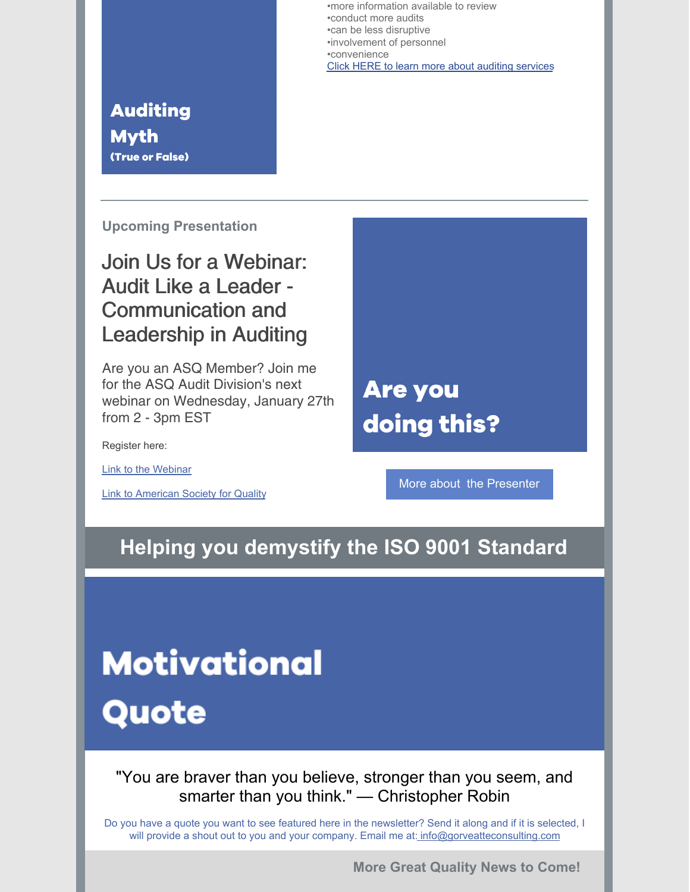•more information available to review
•conduct more audits
•can be less disruptive
•involvement of personnel
•convenience

Click HERE to learn more about auditing services

**Auditing Myth**
**(True or False)**

---

**Upcoming Presentation**

## Join Us for a Webinar: Audit Like a Leader - Communication and Leadership in Auditing

Are you an ASQ Member? Join me for the ASQ Audit Division's next webinar on Wednesday, January 27th from 2 - 3pm EST

Register here:

Link to the Webinar

Link to American Society for Quality

**Are you doing this?**

More about the Presenter

## Helping you demystify the ISO 9001 Standard

# Motivational Quote

"You are braver than you believe, stronger than you seem, and smarter than you think." — Christopher Robin

Do you have a quote you want to see featured here in the newsletter? Send it along and if it is selected, I will provide a shout out to you and your company. Email me at: info@gorveatteconsulting.com

**More Great Quality News to Come!**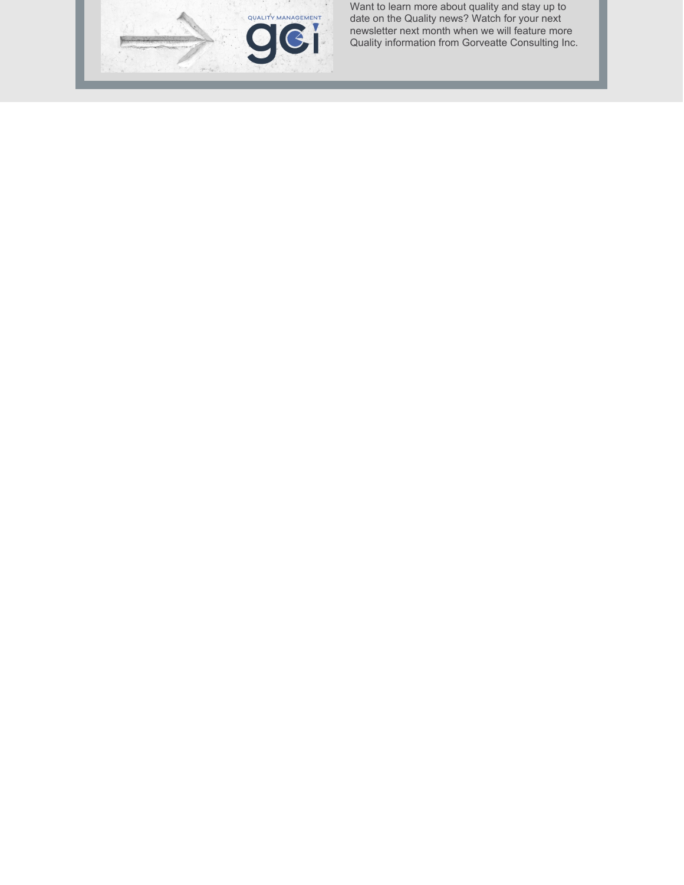Want to learn more about quality and stay up to date on the Quality news? Watch for your next newsletter next month when we will feature more Quality information from Gorveatte Consulting Inc.